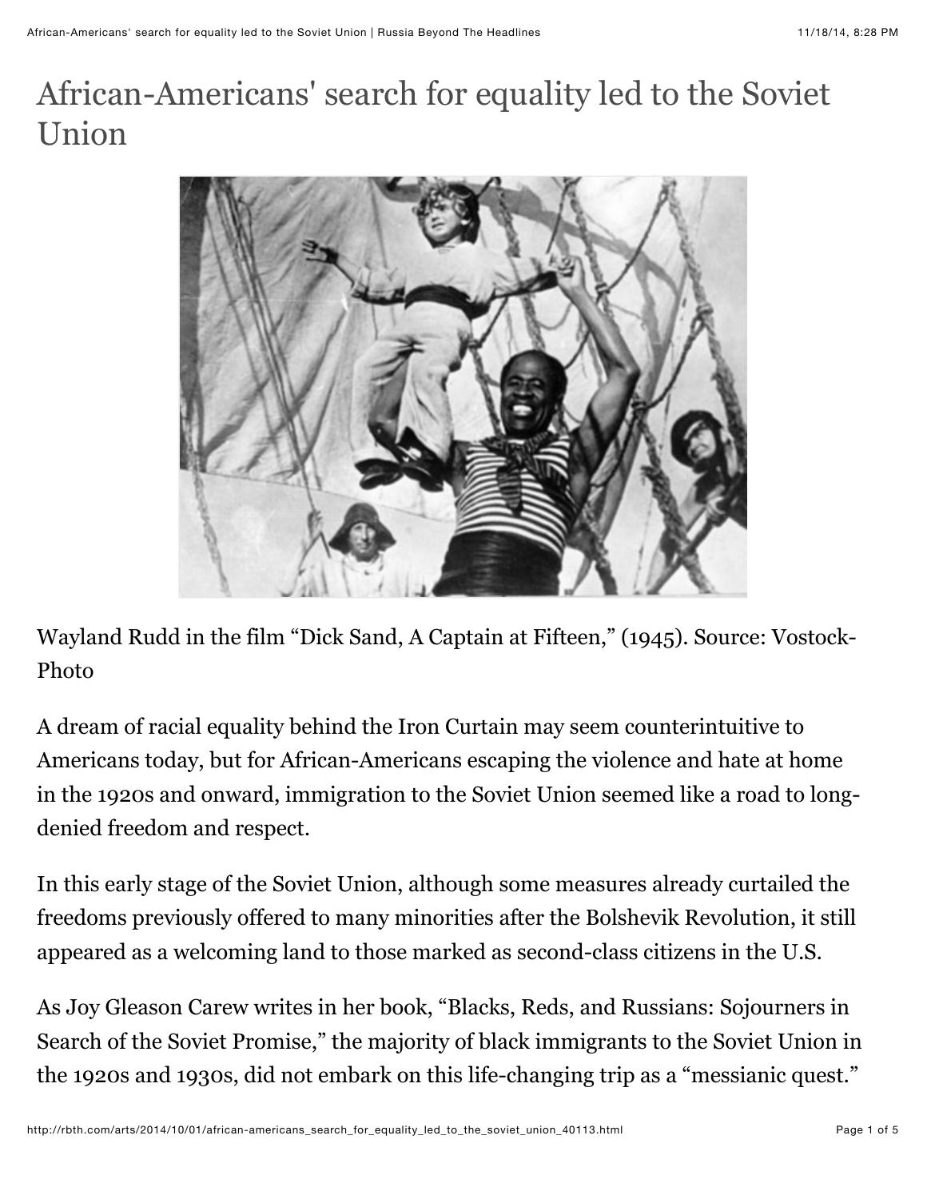# African-Americans' search for equality led to the Soviet Union

Wayland Rudd in the film "Dick Sand, A Captain at Fifteen," (1945). Source: Vostock-Photo

A dream of racial equality behind the Iron Curtain may seem counterintuitive to Americans today, but for African-Americans escaping the violence and hate at home in the 1920s and onward, immigration to the Soviet Union seemed like a road to long-denied freedom and respect.

In this early stage of the Soviet Union, although some measures already curtailed the freedoms previously offered to many minorities after the Bolshevik Revolution, it still appeared as a welcoming land to those marked as second-class citizens in the U.S.

As Joy Gleason Carew writes in her book, "Blacks, Reds, and Russians: Sojourners in Search of the Soviet Promise," the majority of black immigrants to the Soviet Union in the 1920s and 1930s, did not embark on this life-changing trip as a "messianic quest."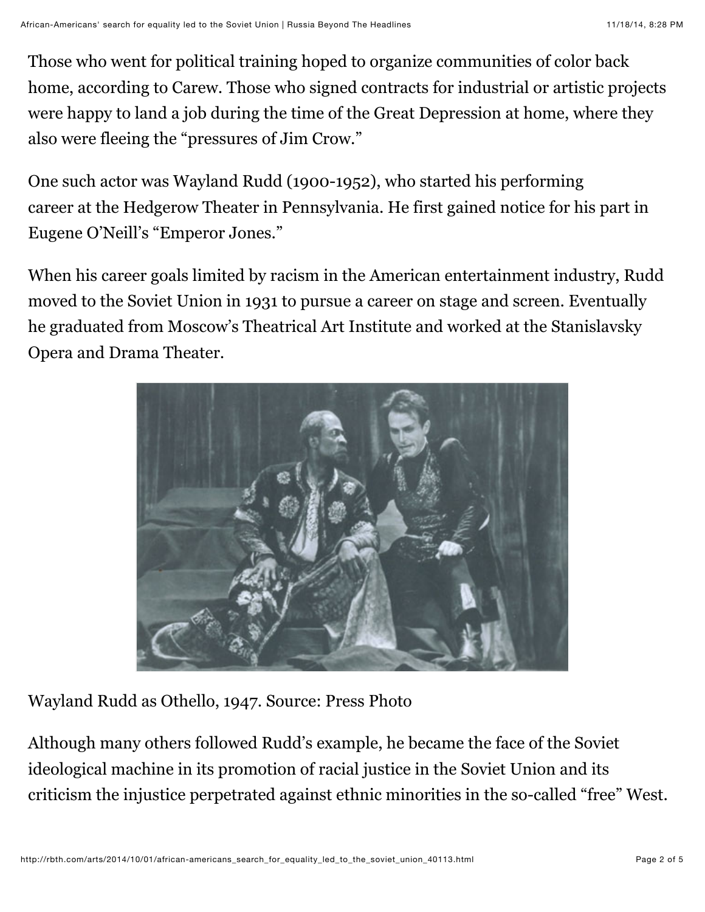Those who went for political training hoped to organize communities of color back home, according to Carew. Those who signed contracts for industrial or artistic projects were happy to land a job during the time of the Great Depression at home, where they also were fleeing the "pressures of Jim Crow."

One such actor was Wayland Rudd (1900-1952), who started his performing career at the Hedgerow Theater in Pennsylvania. He first gained notice for his part in Eugene O'Neill's "Emperor Jones."

When his career goals limited by racism in the American entertainment industry, Rudd moved to the Soviet Union in 1931 to pursue a career on stage and screen. Eventually he graduated from Moscow's Theatrical Art Institute and worked at the Stanislavsky Opera and Drama Theater.

Wayland Rudd as Othello, 1947. Source: Press Photo

Although many others followed Rudd's example, he became the face of the Soviet ideological machine in its promotion of racial justice in the Soviet Union and its criticism the injustice perpetrated against ethnic minorities in the so-called "free" West.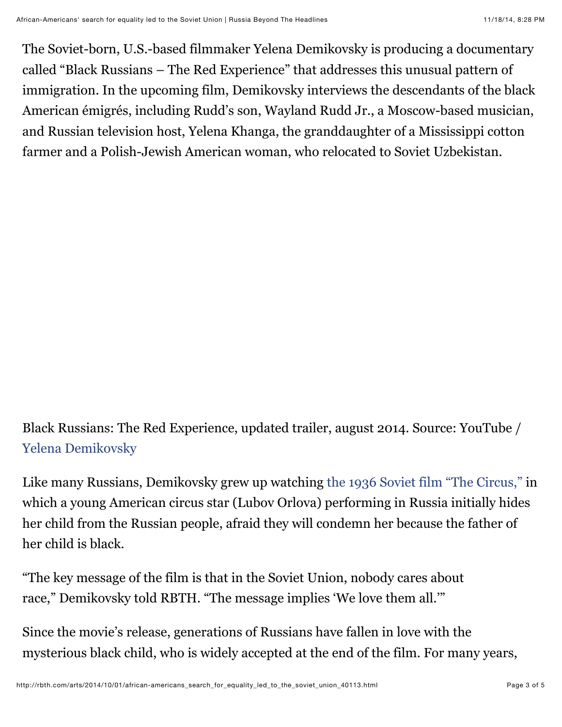The Soviet-born, U.S.-based filmmaker Yelena Demikovsky is producing a documentary called "Black Russians – The Red Experience" that addresses this unusual pattern of immigration. In the upcoming film, Demikovsky interviews the descendants of the black American émigrés, including Rudd's son, Wayland Rudd Jr., a Moscow-based musician, and Russian television host, Yelena Khanga, the granddaughter of a Mississippi cotton farmer and a Polish-Jewish American woman, who relocated to Soviet Uzbekistan.

Black Russians: The Red Experience, updated trailer, august 2014. Source: YouTube / Yelena Demikovsky

Like many Russians, Demikovsky grew up watching the 1936 Soviet film "The Circus," in which a young American circus star (Lubov Orlova) performing in Russia initially hides her child from the Russian people, afraid they will condemn her because the father of her child is black.

"The key message of the film is that in the Soviet Union, nobody cares about race," Demikovsky told RBTH. "The message implies 'We love them all.'"

Since the movie's release, generations of Russians have fallen in love with the mysterious black child, who is widely accepted at the end of the film. For many years,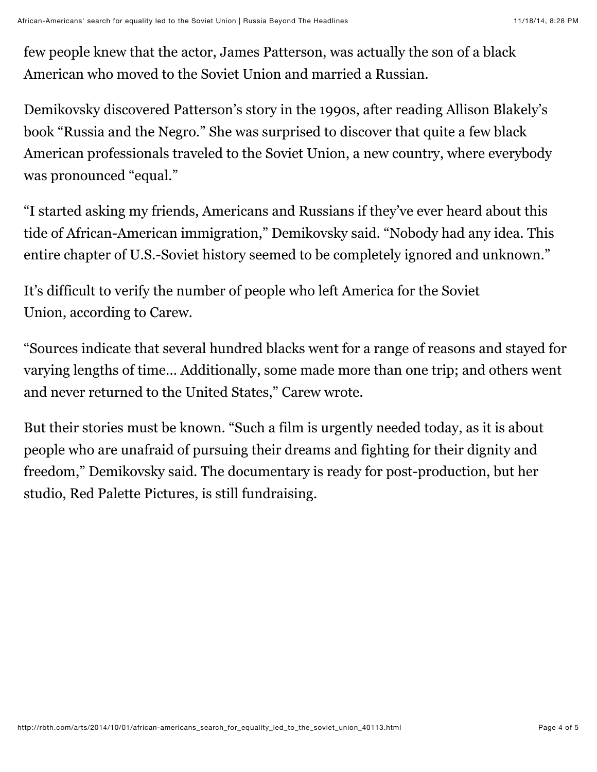few people knew that the actor, James Patterson, was actually the son of a black American who moved to the Soviet Union and married a Russian.

Demikovsky discovered Patterson's story in the 1990s, after reading Allison Blakely's book "Russia and the Negro." She was surprised to discover that quite a few black American professionals traveled to the Soviet Union, a new country, where everybody was pronounced "equal."

"I started asking my friends, Americans and Russians if they've ever heard about this tide of African-American immigration," Demikovsky said. "Nobody had any idea. This entire chapter of U.S.-Soviet history seemed to be completely ignored and unknown."

It's difficult to verify the number of people who left America for the Soviet Union, according to Carew.

"Sources indicate that several hundred blacks went for a range of reasons and stayed for varying lengths of time… Additionally, some made more than one trip; and others went and never returned to the United States," Carew wrote.

But their stories must be known. "Such a film is urgently needed today, as it is about people who are unafraid of pursuing their dreams and fighting for their dignity and freedom," Demikovsky said. The documentary is ready for post-production, but her studio, Red Palette Pictures, is still fundraising.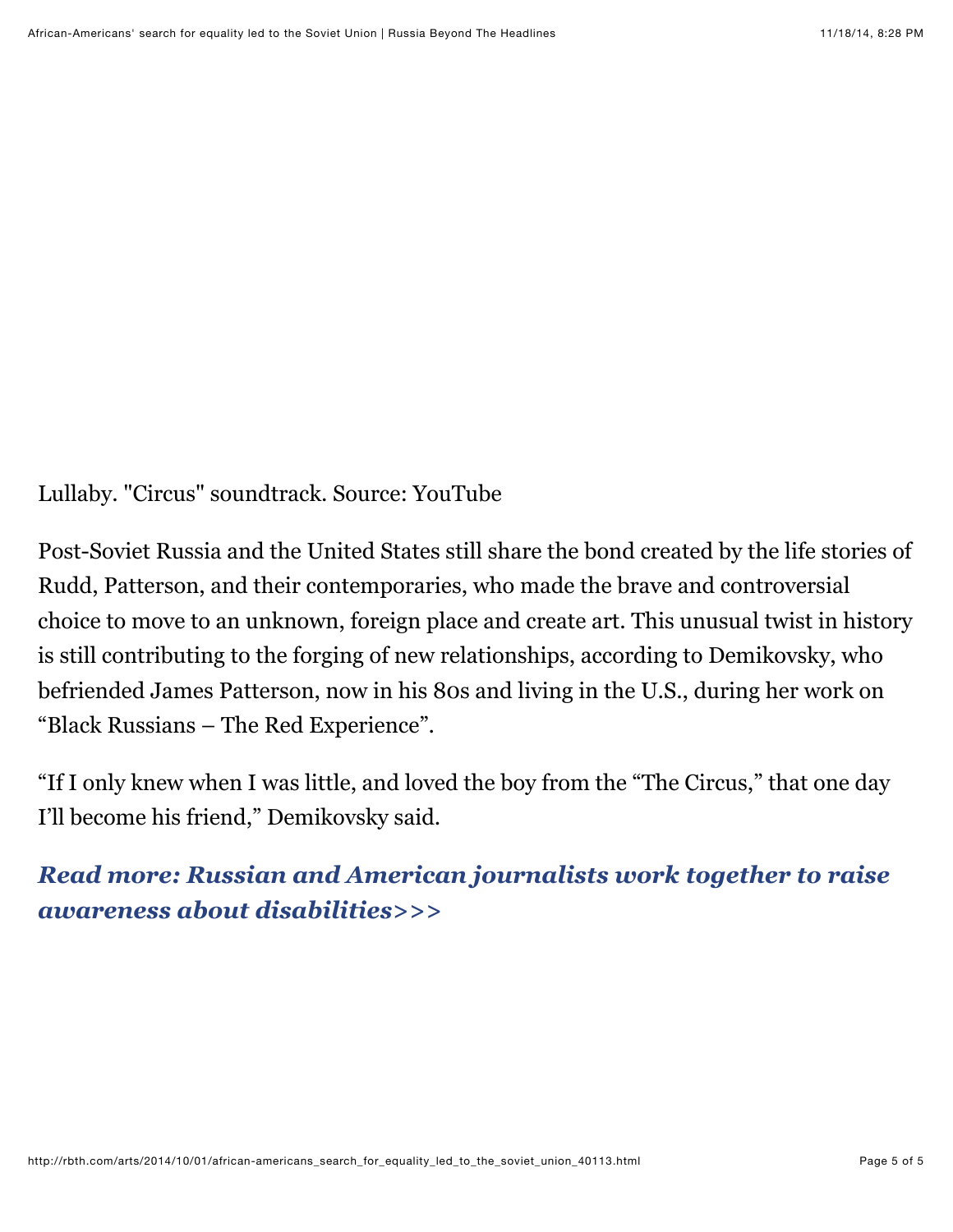Lullaby. "Circus" soundtrack. Source: YouTube

Post-Soviet Russia and the United States still share the bond created by the life stories of Rudd, Patterson, and their contemporaries, who made the brave and controversial choice to move to an unknown, foreign place and create art. This unusual twist in history is still contributing to the forging of new relationships, according to Demikovsky, who befriended James Patterson, now in his 80s and living in the U.S., during her work on "Black Russians – The Red Experience".

"If I only knew when I was little, and loved the boy from the "The Circus," that one day I'll become his friend," Demikovsky said.

***Read more: Russian and American journalists work together to raise awareness about disabilities>>>***